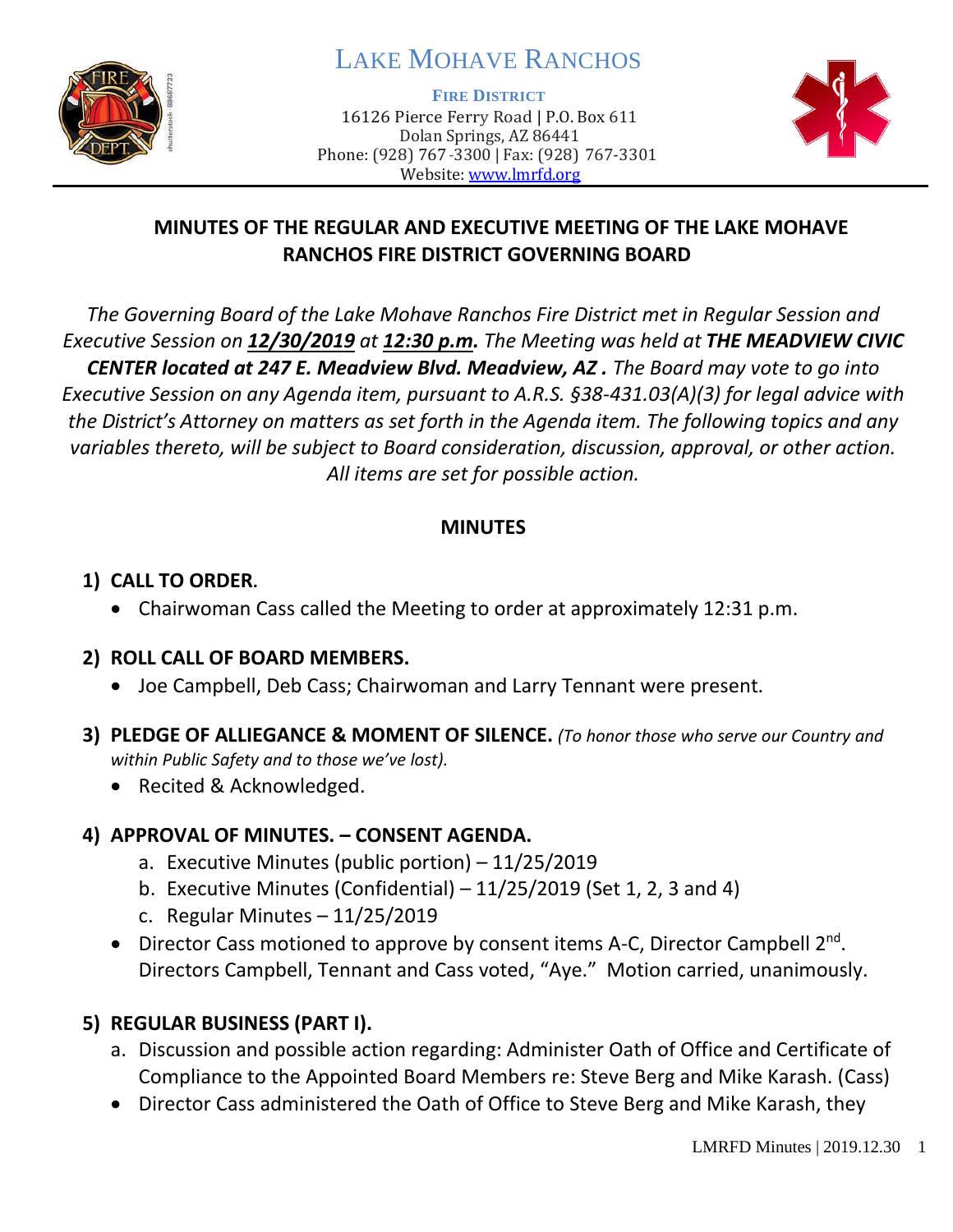# LAKE MOHAVE RANCHOS

**FIRE DISTRICT**

16126 Pierce Ferry Road | P.O. Box 611
Dolan Springs, AZ 86441
Phone: (928) 767-3300 | Fax: (928) 767-3301
Website: www.lmrfd.org

## MINUTES OF THE REGULAR AND EXECUTIVE MEETING OF THE LAKE MOHAVE RANCHOS FIRE DISTRICT GOVERNING BOARD

*The Governing Board of the Lake Mohave Ranchos Fire District met in Regular Session and Executive Session on **12/30/2019** at **12:30 p.m.** The Meeting was held at **THE MEADVIEW CIVIC CENTER located at 247 E. Meadview Blvd. Meadview, AZ .** The Board may vote to go into Executive Session on any Agenda item, pursuant to A.R.S. §38-431.03(A)(3) for legal advice with the District's Attorney on matters as set forth in the Agenda item. The following topics and any variables thereto, will be subject to Board consideration, discussion, approval, or other action. All items are set for possible action.*

### MINUTES

**1) CALL TO ORDER.**

- Chairwoman Cass called the Meeting to order at approximately 12:31 p.m.

**2) ROLL CALL OF BOARD MEMBERS.**

- Joe Campbell, Deb Cass; Chairwoman and Larry Tennant were present.

**3) PLEDGE OF ALLIEGANCE & MOMENT OF SILENCE.** *(To honor those who serve our Country and within Public Safety and to those we've lost).*

- Recited & Acknowledged.

**4) APPROVAL OF MINUTES. – CONSENT AGENDA.**

a. Executive Minutes (public portion) – 11/25/2019
b. Executive Minutes (Confidential) – 11/25/2019 (Set 1, 2, 3 and 4)
c. Regular Minutes – 11/25/2019

- Director Cass motioned to approve by consent items A-C, Director Campbell 2nd. Directors Campbell, Tennant and Cass voted, "Aye." Motion carried, unanimously.

**5) REGULAR BUSINESS (PART I).**

a. Discussion and possible action regarding: Administer Oath of Office and Certificate of Compliance to the Appointed Board Members re: Steve Berg and Mike Karash. (Cass)

- Director Cass administered the Oath of Office to Steve Berg and Mike Karash, they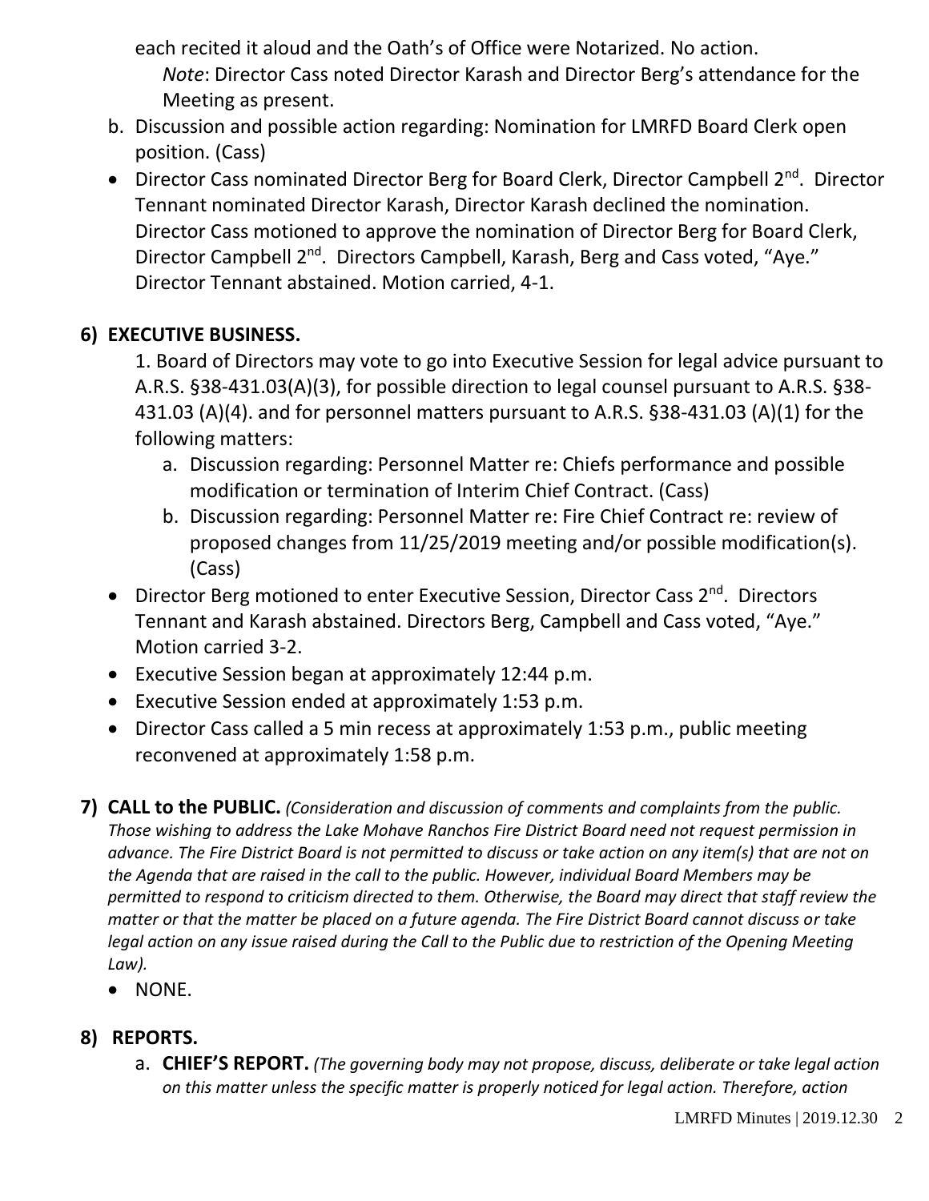each recited it aloud and the Oath's of Office were Notarized. No action.

*Note*: Director Cass noted Director Karash and Director Berg's attendance for the Meeting as present.

b. Discussion and possible action regarding: Nomination for LMRFD Board Clerk open position. (Cass)

- Director Cass nominated Director Berg for Board Clerk, Director Campbell 2nd. Director Tennant nominated Director Karash, Director Karash declined the nomination. Director Cass motioned to approve the nomination of Director Berg for Board Clerk, Director Campbell 2nd. Directors Campbell, Karash, Berg and Cass voted, "Aye." Director Tennant abstained. Motion carried, 4-1.

## 6) EXECUTIVE BUSINESS.

1. Board of Directors may vote to go into Executive Session for legal advice pursuant to A.R.S. §38-431.03(A)(3), for possible direction to legal counsel pursuant to A.R.S. §38-431.03 (A)(4). and for personnel matters pursuant to A.R.S. §38-431.03 (A)(1) for the following matters:
   a. Discussion regarding: Personnel Matter re: Chiefs performance and possible modification or termination of Interim Chief Contract. (Cass)
   b. Discussion regarding: Personnel Matter re: Fire Chief Contract re: review of proposed changes from 11/25/2019 meeting and/or possible modification(s). (Cass)

- Director Berg motioned to enter Executive Session, Director Cass 2nd. Directors Tennant and Karash abstained. Directors Berg, Campbell and Cass voted, "Aye." Motion carried 3-2.
- Executive Session began at approximately 12:44 p.m.
- Executive Session ended at approximately 1:53 p.m.
- Director Cass called a 5 min recess at approximately 1:53 p.m., public meeting reconvened at approximately 1:58 p.m.

## 7) CALL to the PUBLIC.

*(Consideration and discussion of comments and complaints from the public. Those wishing to address the Lake Mohave Ranchos Fire District Board need not request permission in advance. The Fire District Board is not permitted to discuss or take action on any item(s) that are not on the Agenda that are raised in the call to the public. However, individual Board Members may be permitted to respond to criticism directed to them. Otherwise, the Board may direct that staff review the matter or that the matter be placed on a future agenda. The Fire District Board cannot discuss or take legal action on any issue raised during the Call to the Public due to restriction of the Opening Meeting Law).*

- NONE.

## 8) REPORTS.

a. **CHIEF'S REPORT.** *(The governing body may not propose, discuss, deliberate or take legal action on this matter unless the specific matter is properly noticed for legal action. Therefore, action*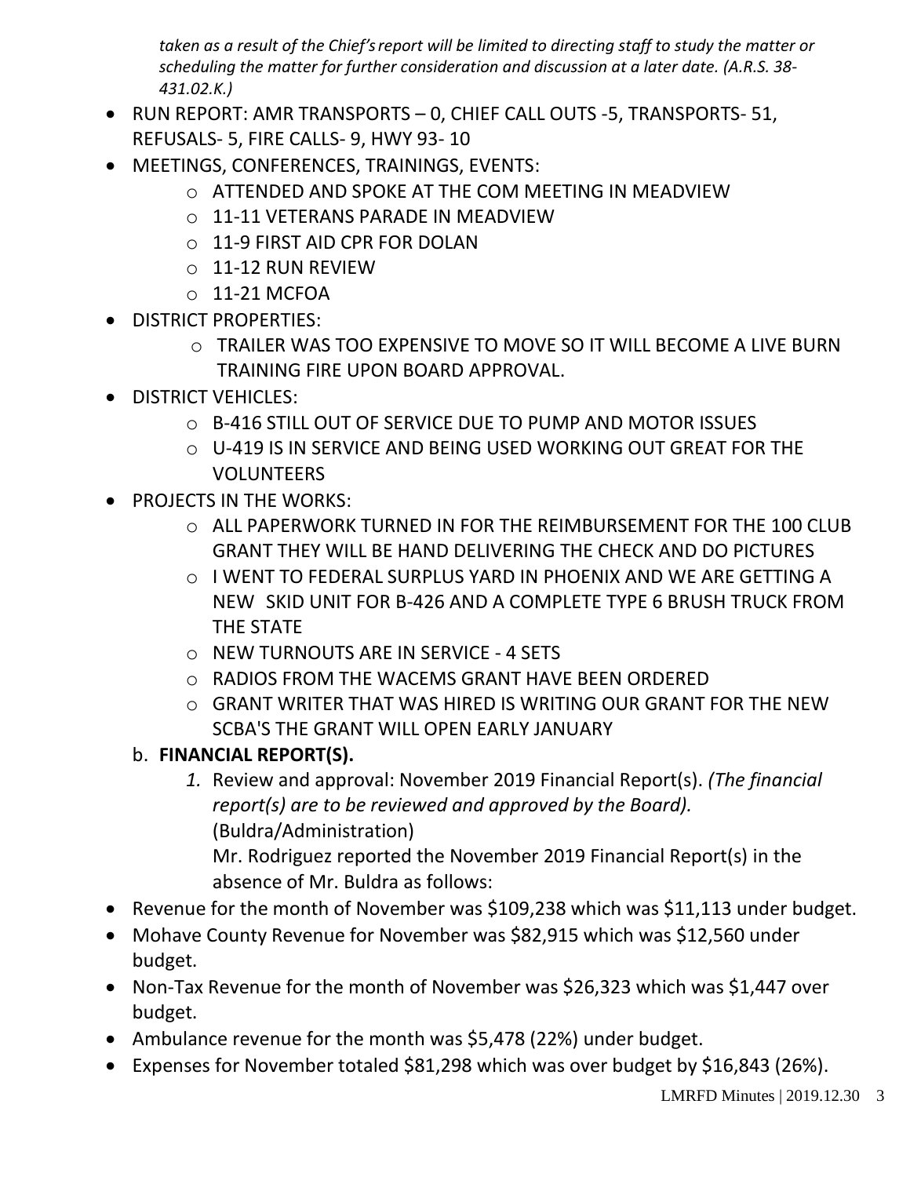*taken as a result of the Chief's report will be limited to directing staff to study the matter or scheduling the matter for further consideration and discussion at a later date. (A.R.S. 38-431.02.K.)*

- RUN REPORT: AMR TRANSPORTS – 0, CHIEF CALL OUTS -5, TRANSPORTS- 51, REFUSALS- 5, FIRE CALLS- 9, HWY 93- 10
- MEETINGS, CONFERENCES, TRAININGS, EVENTS:
  - ATTENDED AND SPOKE AT THE COM MEETING IN MEADVIEW
  - 11-11 VETERANS PARADE IN MEADVIEW
  - 11-9 FIRST AID CPR FOR DOLAN
  - 11-12 RUN REVIEW
  - 11-21 MCFOA
- DISTRICT PROPERTIES:
  - TRAILER WAS TOO EXPENSIVE TO MOVE SO IT WILL BECOME A LIVE BURN TRAINING FIRE UPON BOARD APPROVAL.
- DISTRICT VEHICLES:
  - B-416 STILL OUT OF SERVICE DUE TO PUMP AND MOTOR ISSUES
  - U-419 IS IN SERVICE AND BEING USED WORKING OUT GREAT FOR THE VOLUNTEERS
- PROJECTS IN THE WORKS:
  - ALL PAPERWORK TURNED IN FOR THE REIMBURSEMENT FOR THE 100 CLUB GRANT THEY WILL BE HAND DELIVERING THE CHECK AND DO PICTURES
  - I WENT TO FEDERAL SURPLUS YARD IN PHOENIX AND WE ARE GETTING A NEW SKID UNIT FOR B-426 AND A COMPLETE TYPE 6 BRUSH TRUCK FROM THE STATE
  - NEW TURNOUTS ARE IN SERVICE - 4 SETS
  - RADIOS FROM THE WACEMS GRANT HAVE BEEN ORDERED
  - GRANT WRITER THAT WAS HIRED IS WRITING OUR GRANT FOR THE NEW SCBA'S THE GRANT WILL OPEN EARLY JANUARY

b. **FINANCIAL REPORT(S).**

1. Review and approval: November 2019 Financial Report(s). *(The financial report(s) are to be reviewed and approved by the Board).* (Buldra/Administration)

   Mr. Rodriguez reported the November 2019 Financial Report(s) in the absence of Mr. Buldra as follows:

- Revenue for the month of November was $109,238 which was $11,113 under budget.
- Mohave County Revenue for November was $82,915 which was $12,560 under budget.
- Non-Tax Revenue for the month of November was $26,323 which was $1,447 over budget.
- Ambulance revenue for the month was $5,478 (22%) under budget.
- Expenses for November totaled $81,298 which was over budget by $16,843 (26%).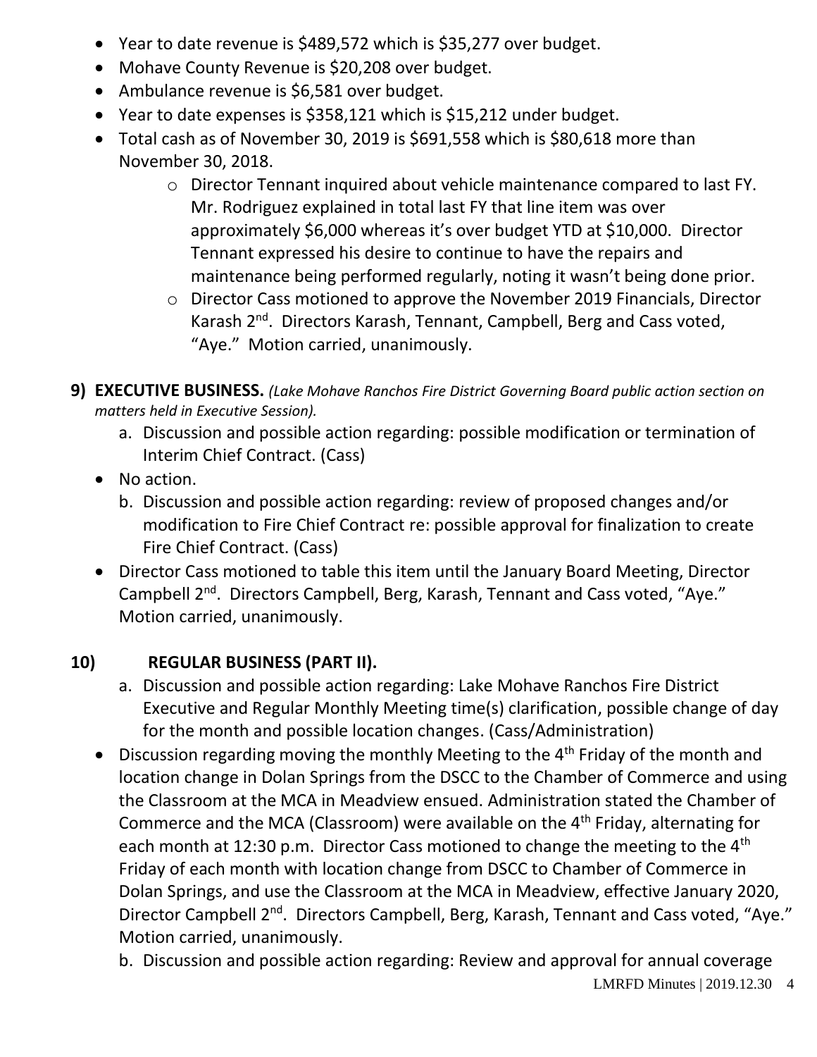- Year to date revenue is $489,572 which is $35,277 over budget.
- Mohave County Revenue is $20,208 over budget.
- Ambulance revenue is $6,581 over budget.
- Year to date expenses is $358,121 which is $15,212 under budget.
- Total cash as of November 30, 2019 is $691,558 which is $80,618 more than November 30, 2018.
    - Director Tennant inquired about vehicle maintenance compared to last FY. Mr. Rodriguez explained in total last FY that line item was over approximately $6,000 whereas it's over budget YTD at $10,000. Director Tennant expressed his desire to continue to have the repairs and maintenance being performed regularly, noting it wasn't being done prior.
    - Director Cass motioned to approve the November 2019 Financials, Director Karash 2nd. Directors Karash, Tennant, Campbell, Berg and Cass voted, "Aye." Motion carried, unanimously.

**9) EXECUTIVE BUSINESS.** *(Lake Mohave Ranchos Fire District Governing Board public action section on matters held in Executive Session).*

a. Discussion and possible action regarding: possible modification or termination of Interim Chief Contract. (Cass)

- No action.

b. Discussion and possible action regarding: review of proposed changes and/or modification to Fire Chief Contract re: possible approval for finalization to create Fire Chief Contract. (Cass)

- Director Cass motioned to table this item until the January Board Meeting, Director Campbell 2nd. Directors Campbell, Berg, Karash, Tennant and Cass voted, "Aye." Motion carried, unanimously.

**10) REGULAR BUSINESS (PART II).**

a. Discussion and possible action regarding: Lake Mohave Ranchos Fire District Executive and Regular Monthly Meeting time(s) clarification, possible change of day for the month and possible location changes. (Cass/Administration)

- Discussion regarding moving the monthly Meeting to the 4th Friday of the month and location change in Dolan Springs from the DSCC to the Chamber of Commerce and using the Classroom at the MCA in Meadview ensued. Administration stated the Chamber of Commerce and the MCA (Classroom) were available on the 4th Friday, alternating for each month at 12:30 p.m. Director Cass motioned to change the meeting to the 4th Friday of each month with location change from DSCC to Chamber of Commerce in Dolan Springs, and use the Classroom at the MCA in Meadview, effective January 2020, Director Campbell 2nd. Directors Campbell, Berg, Karash, Tennant and Cass voted, "Aye." Motion carried, unanimously.

b. Discussion and possible action regarding: Review and approval for annual coverage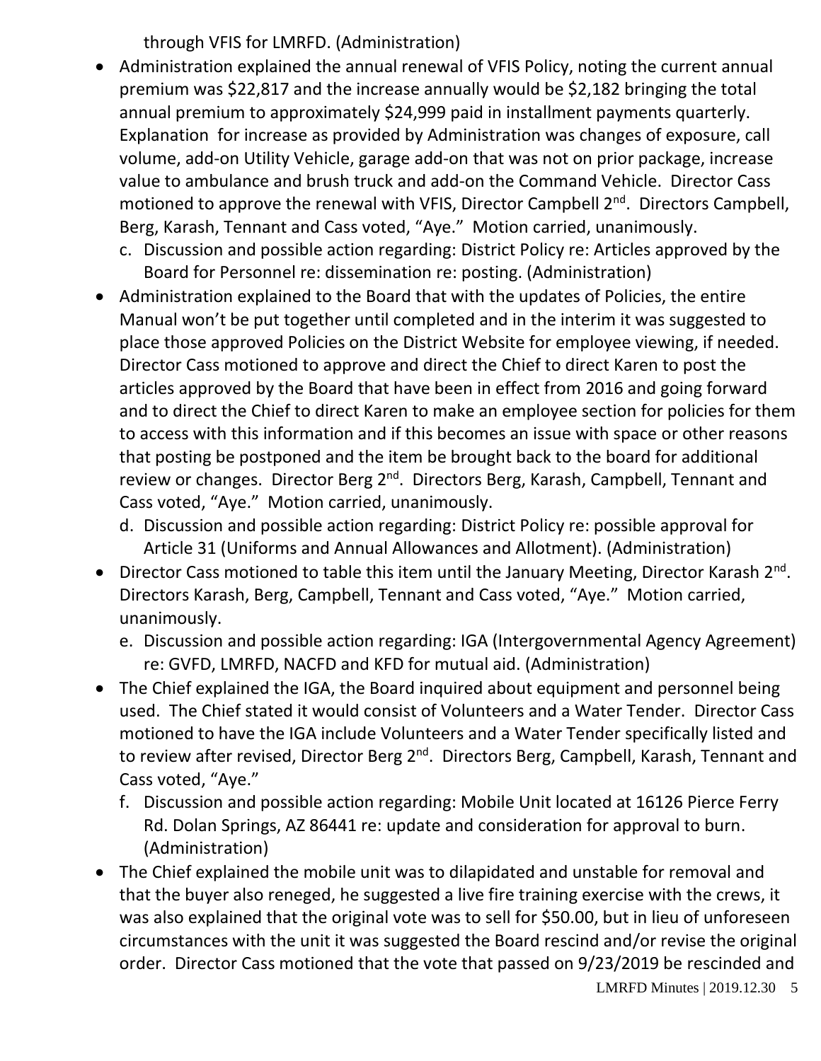through VFIS for LMRFD. (Administration)

- Administration explained the annual renewal of VFIS Policy, noting the current annual premium was $22,817 and the increase annually would be $2,182 bringing the total annual premium to approximately $24,999 paid in installment payments quarterly. Explanation for increase as provided by Administration was changes of exposure, call volume, add-on Utility Vehicle, garage add-on that was not on prior package, increase value to ambulance and brush truck and add-on the Command Vehicle. Director Cass motioned to approve the renewal with VFIS, Director Campbell 2nd. Directors Campbell, Berg, Karash, Tennant and Cass voted, "Aye." Motion carried, unanimously.

  c. Discussion and possible action regarding: District Policy re: Articles approved by the Board for Personnel re: dissemination re: posting. (Administration)

- Administration explained to the Board that with the updates of Policies, the entire Manual won't be put together until completed and in the interim it was suggested to place those approved Policies on the District Website for employee viewing, if needed. Director Cass motioned to approve and direct the Chief to direct Karen to post the articles approved by the Board that have been in effect from 2016 and going forward and to direct the Chief to direct Karen to make an employee section for policies for them to access with this information and if this becomes an issue with space or other reasons that posting be postponed and the item be brought back to the board for additional review or changes. Director Berg 2nd. Directors Berg, Karash, Campbell, Tennant and Cass voted, "Aye." Motion carried, unanimously.

  d. Discussion and possible action regarding: District Policy re: possible approval for Article 31 (Uniforms and Annual Allowances and Allotment). (Administration)

- Director Cass motioned to table this item until the January Meeting, Director Karash 2nd. Directors Karash, Berg, Campbell, Tennant and Cass voted, "Aye." Motion carried, unanimously.

  e. Discussion and possible action regarding: IGA (Intergovernmental Agency Agreement) re: GVFD, LMRFD, NACFD and KFD for mutual aid. (Administration)

- The Chief explained the IGA, the Board inquired about equipment and personnel being used. The Chief stated it would consist of Volunteers and a Water Tender. Director Cass motioned to have the IGA include Volunteers and a Water Tender specifically listed and to review after revised, Director Berg 2nd. Directors Berg, Campbell, Karash, Tennant and Cass voted, "Aye."

  f. Discussion and possible action regarding: Mobile Unit located at 16126 Pierce Ferry Rd. Dolan Springs, AZ 86441 re: update and consideration for approval to burn. (Administration)

- The Chief explained the mobile unit was to dilapidated and unstable for removal and that the buyer also reneged, he suggested a live fire training exercise with the crews, it was also explained that the original vote was to sell for $50.00, but in lieu of unforeseen circumstances with the unit it was suggested the Board rescind and/or revise the original order. Director Cass motioned that the vote that passed on 9/23/2019 be rescinded and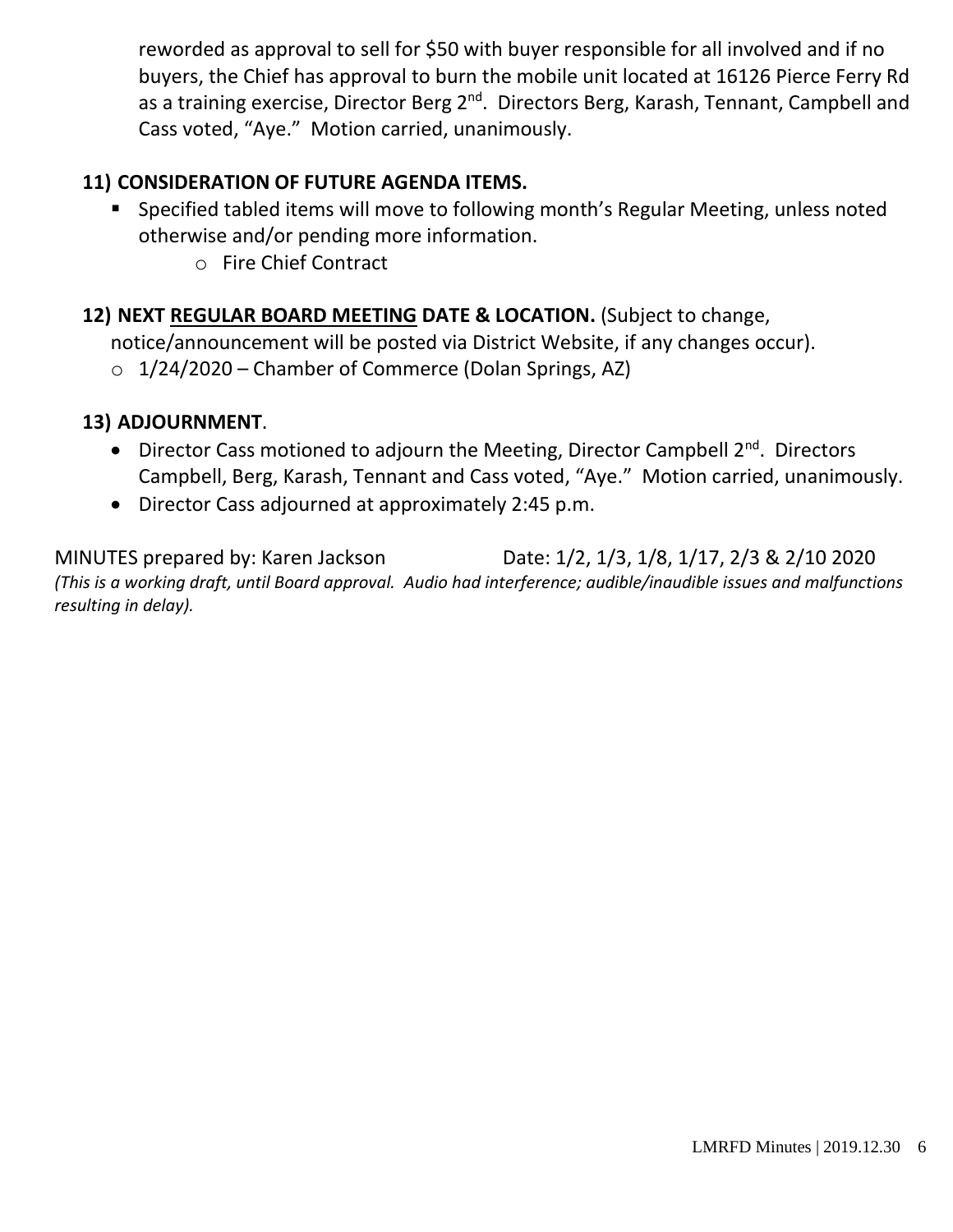reworded as approval to sell for $50 with buyer responsible for all involved and if no buyers, the Chief has approval to burn the mobile unit located at 16126 Pierce Ferry Rd as a training exercise, Director Berg 2nd. Directors Berg, Karash, Tennant, Campbell and Cass voted, "Aye." Motion carried, unanimously.

**11) CONSIDERATION OF FUTURE AGENDA ITEMS.**

- Specified tabled items will move to following month's Regular Meeting, unless noted otherwise and/or pending more information.
  - Fire Chief Contract

**12) NEXT REGULAR BOARD MEETING DATE & LOCATION.** (Subject to change, notice/announcement will be posted via District Website, if any changes occur).

- 1/24/2020 – Chamber of Commerce (Dolan Springs, AZ)

**13) ADJOURNMENT**.

- Director Cass motioned to adjourn the Meeting, Director Campbell 2nd. Directors Campbell, Berg, Karash, Tennant and Cass voted, "Aye." Motion carried, unanimously.
- Director Cass adjourned at approximately 2:45 p.m.

MINUTES prepared by: Karen Jackson Date: 1/2, 1/3, 1/8, 1/17, 2/3 & 2/10 2020

*(This is a working draft, until Board approval. Audio had interference; audible/inaudible issues and malfunctions resulting in delay).*